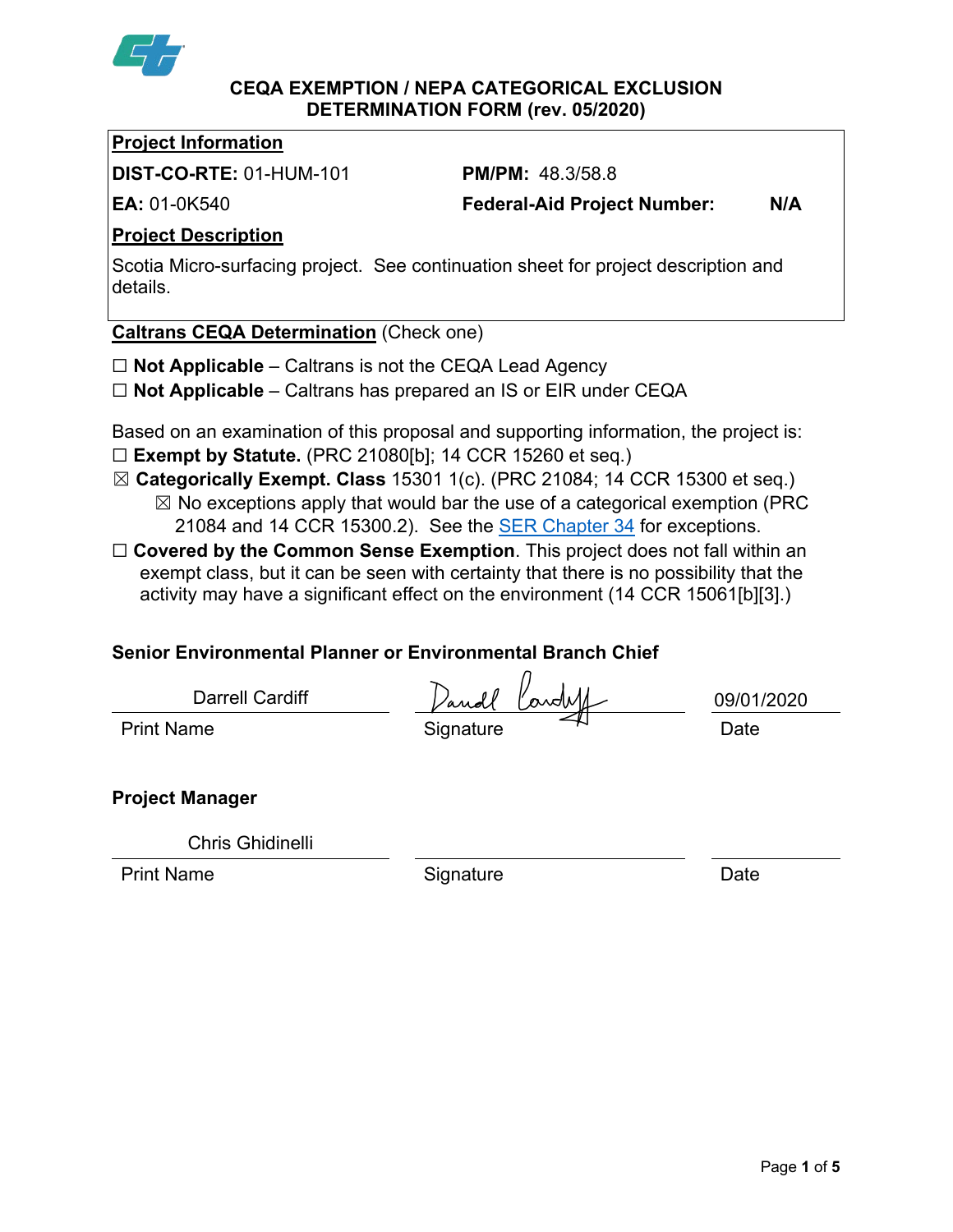# CEQA EXEMPTION / NEPA CATEGORICAL EXCLUSION DETERMINATION FORM (rev. 05/2020)

**Project Information**

**DIST-CO-RTE:** 01-HUM-101 **PM/PM:** 48.3/58.8

**EA:** 01-0K540 **Federal-Aid Project Number:** N/A

**Project Description**

Scotia Micro-surfacing project. See continuation sheet for project description and details.

**Caltrans CEQA Determination** (Check one)

☐ **Not Applicable** – Caltrans is not the CEQA Lead Agency

☐ **Not Applicable** – Caltrans has prepared an IS or EIR under CEQA

Based on an examination of this proposal and supporting information, the project is:

☐ **Exempt by Statute.** (PRC 21080[b]; 14 CCR 15260 et seq.)

☒ **Categorically Exempt. Class** 15301 1(c). (PRC 21084; 14 CCR 15300 et seq.)

☒ No exceptions apply that would bar the use of a categorical exemption (PRC 21084 and 14 CCR 15300.2). See the SER Chapter 34 for exceptions.

☐ **Covered by the Common Sense Exemption**. This project does not fall within an exempt class, but it can be seen with certainty that there is no possibility that the activity may have a significant effect on the environment (14 CCR 15061[b][3].)

**Senior Environmental Planner or Environmental Branch Chief**

| Darrell Cardiff | Darrell Cardiff (signature) | 09/01/2020 |
|---|---|---|
| Print Name | Signature | Date |

**Project Manager**

| Chris Ghidinelli | | |
|---|---|---|
| Print Name | Signature | Date |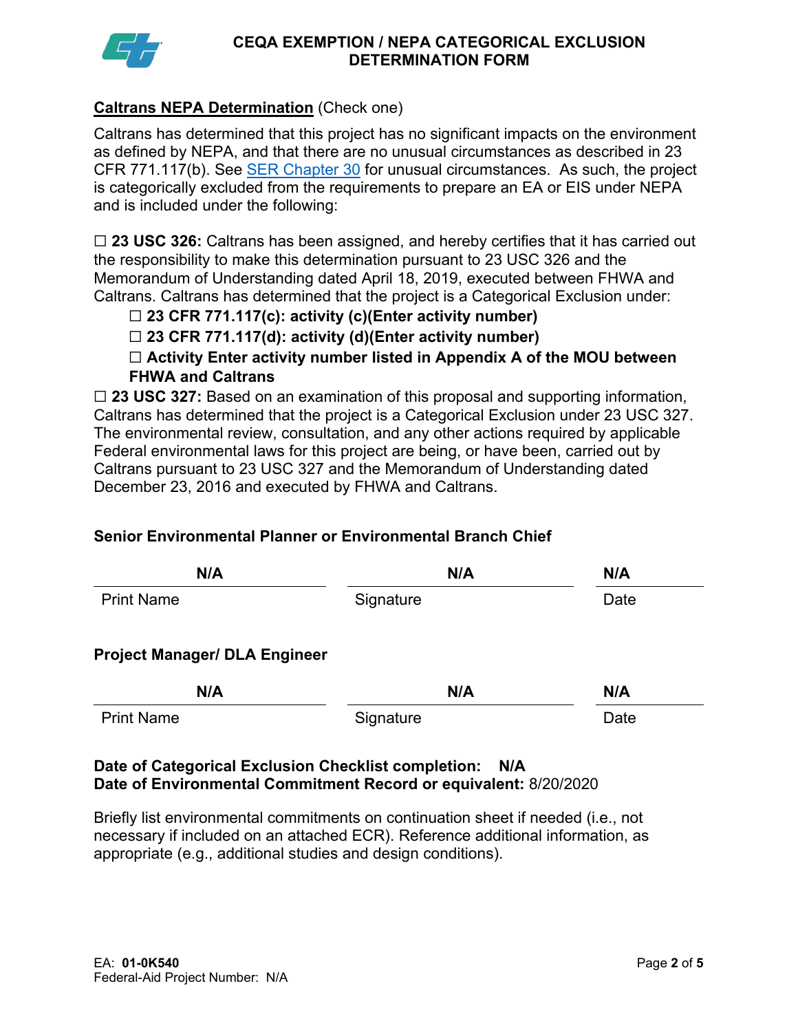**CEQA EXEMPTION / NEPA CATEGORICAL EXCLUSION DETERMINATION FORM**

**Caltrans NEPA Determination** (Check one)

Caltrans has determined that this project has no significant impacts on the environment as defined by NEPA, and that there are no unusual circumstances as described in 23 CFR 771.117(b). See SER Chapter 30 for unusual circumstances. As such, the project is categorically excluded from the requirements to prepare an EA or EIS under NEPA and is included under the following:

☐ **23 USC 326:** Caltrans has been assigned, and hereby certifies that it has carried out the responsibility to make this determination pursuant to 23 USC 326 and the Memorandum of Understanding dated April 18, 2019, executed between FHWA and Caltrans. Caltrans has determined that the project is a Categorical Exclusion under:

- ☐ **23 CFR 771.117(c): activity (c)(Enter activity number)**
- ☐ **23 CFR 771.117(d): activity (d)(Enter activity number)**
- ☐ **Activity Enter activity number listed in Appendix A of the MOU between FHWA and Caltrans**

☐ **23 USC 327:** Based on an examination of this proposal and supporting information, Caltrans has determined that the project is a Categorical Exclusion under 23 USC 327. The environmental review, consultation, and any other actions required by applicable Federal environmental laws for this project are being, or have been, carried out by Caltrans pursuant to 23 USC 327 and the Memorandum of Understanding dated December 23, 2016 and executed by FHWA and Caltrans.

**Senior Environmental Planner or Environmental Branch Chief**

| **N/A** | **N/A** | **N/A** |
| --- | --- | --- |
| Print Name | Signature | Date |

**Project Manager/ DLA Engineer**

| **N/A** | **N/A** | **N/A** |
| --- | --- | --- |
| Print Name | Signature | Date |

**Date of Categorical Exclusion Checklist completion: N/A**
**Date of Environmental Commitment Record or equivalent:** 8/20/2020

Briefly list environmental commitments on continuation sheet if needed (i.e., not necessary if included on an attached ECR). Reference additional information, as appropriate (e.g., additional studies and design conditions).

EA: **01-0K540**
Federal-Aid Project Number: N/A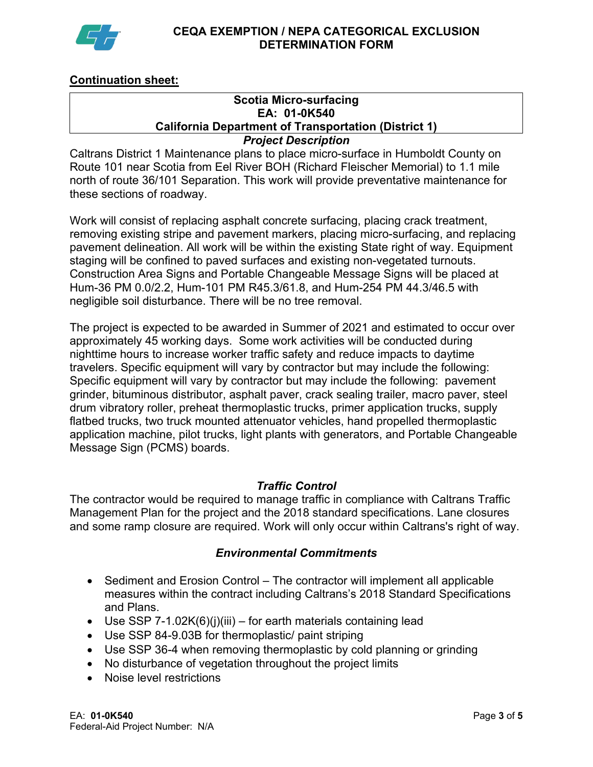# CEQA EXEMPTION / NEPA CATEGORICAL EXCLUSION DETERMINATION FORM

## Continuation sheet:

| Scotia Micro-surfacing<br>EA: 01-0K540<br>California Department of Transportation (District 1) |
|---|

### *Project Description*

Caltrans District 1 Maintenance plans to place micro-surface in Humboldt County on Route 101 near Scotia from Eel River BOH (Richard Fleischer Memorial) to 1.1 mile north of route 36/101 Separation. This work will provide preventative maintenance for these sections of roadway.

Work will consist of replacing asphalt concrete surfacing, placing crack treatment, removing existing stripe and pavement markers, placing micro-surfacing, and replacing pavement delineation. All work will be within the existing State right of way. Equipment staging will be confined to paved surfaces and existing non-vegetated turnouts. Construction Area Signs and Portable Changeable Message Signs will be placed at Hum-36 PM 0.0/2.2, Hum-101 PM R45.3/61.8, and Hum-254 PM 44.3/46.5 with negligible soil disturbance. There will be no tree removal.

The project is expected to be awarded in Summer of 2021 and estimated to occur over approximately 45 working days. Some work activities will be conducted during nighttime hours to increase worker traffic safety and reduce impacts to daytime travelers. Specific equipment will vary by contractor but may include the following: Specific equipment will vary by contractor but may include the following: pavement grinder, bituminous distributor, asphalt paver, crack sealing trailer, macro paver, steel drum vibratory roller, preheat thermoplastic trucks, primer application trucks, supply flatbed trucks, two truck mounted attenuator vehicles, hand propelled thermoplastic application machine, pilot trucks, light plants with generators, and Portable Changeable Message Sign (PCMS) boards.

### *Traffic Control*

The contractor would be required to manage traffic in compliance with Caltrans Traffic Management Plan for the project and the 2018 standard specifications. Lane closures and some ramp closure are required. Work will only occur within Caltrans's right of way.

### *Environmental Commitments*

- Sediment and Erosion Control – The contractor will implement all applicable measures within the contract including Caltrans's 2018 Standard Specifications and Plans.
- Use SSP 7-1.02K(6)(j)(iii) – for earth materials containing lead
- Use SSP 84-9.03B for thermoplastic/ paint striping
- Use SSP 36-4 when removing thermoplastic by cold planning or grinding
- No disturbance of vegetation throughout the project limits
- Noise level restrictions

EA: **01-0K540**
Federal-Aid Project Number: N/A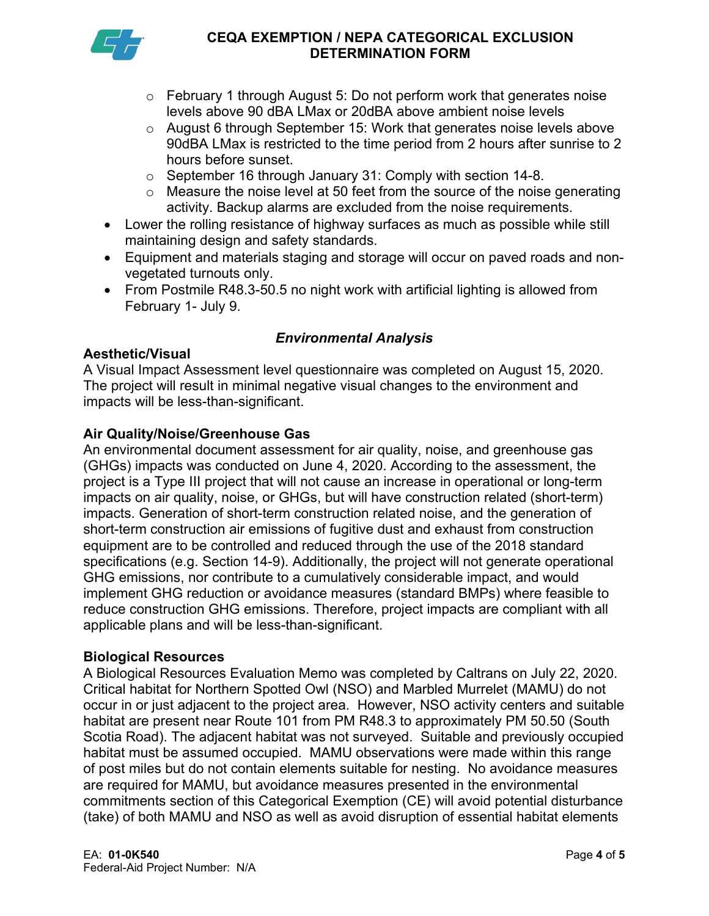- February 1 through August 5: Do not perform work that generates noise levels above 90 dBA LMax or 20dBA above ambient noise levels
  - August 6 through September 15: Work that generates noise levels above 90dBA LMax is restricted to the time period from 2 hours after sunrise to 2 hours before sunset.
  - September 16 through January 31: Comply with section 14-8.
  - Measure the noise level at 50 feet from the source of the noise generating activity. Backup alarms are excluded from the noise requirements.
- Lower the rolling resistance of highway surfaces as much as possible while still maintaining design and safety standards.
- Equipment and materials staging and storage will occur on paved roads and non-vegetated turnouts only.
- From Postmile R48.3-50.5 no night work with artificial lighting is allowed from February 1- July 9.

## *Environmental Analysis*

### Aesthetic/Visual

A Visual Impact Assessment level questionnaire was completed on August 15, 2020. The project will result in minimal negative visual changes to the environment and impacts will be less-than-significant.

### Air Quality/Noise/Greenhouse Gas

An environmental document assessment for air quality, noise, and greenhouse gas (GHGs) impacts was conducted on June 4, 2020. According to the assessment, the project is a Type III project that will not cause an increase in operational or long-term impacts on air quality, noise, or GHGs, but will have construction related (short-term) impacts. Generation of short-term construction related noise, and the generation of short-term construction air emissions of fugitive dust and exhaust from construction equipment are to be controlled and reduced through the use of the 2018 standard specifications (e.g. Section 14-9). Additionally, the project will not generate operational GHG emissions, nor contribute to a cumulatively considerable impact, and would implement GHG reduction or avoidance measures (standard BMPs) where feasible to reduce construction GHG emissions. Therefore, project impacts are compliant with all applicable plans and will be less-than-significant.

### Biological Resources

A Biological Resources Evaluation Memo was completed by Caltrans on July 22, 2020. Critical habitat for Northern Spotted Owl (NSO) and Marbled Murrelet (MAMU) do not occur in or just adjacent to the project area. However, NSO activity centers and suitable habitat are present near Route 101 from PM R48.3 to approximately PM 50.50 (South Scotia Road). The adjacent habitat was not surveyed. Suitable and previously occupied habitat must be assumed occupied. MAMU observations were made within this range of post miles but do not contain elements suitable for nesting. No avoidance measures are required for MAMU, but avoidance measures presented in the environmental commitments section of this Categorical Exemption (CE) will avoid potential disturbance (take) of both MAMU and NSO as well as avoid disruption of essential habitat elements

EA: **01-0K540**
Federal-Aid Project Number: N/A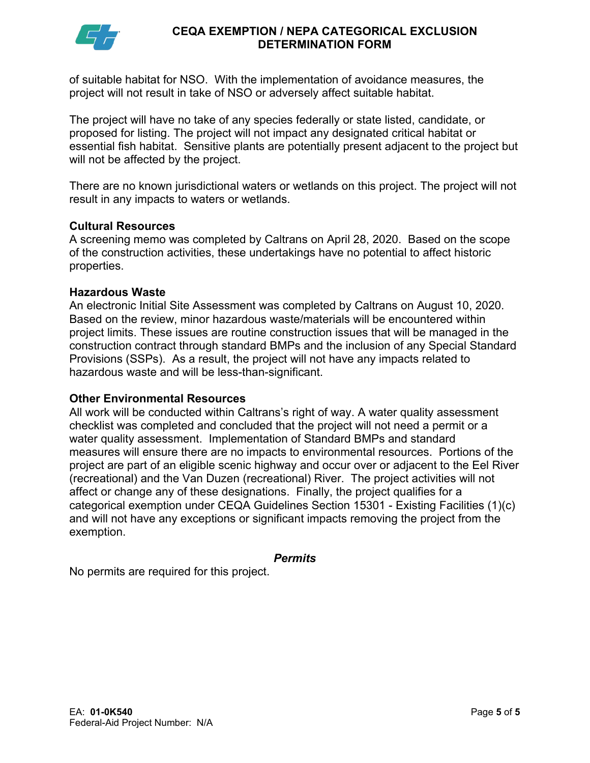of suitable habitat for NSO. With the implementation of avoidance measures, the project will not result in take of NSO or adversely affect suitable habitat.

The project will have no take of any species federally or state listed, candidate, or proposed for listing. The project will not impact any designated critical habitat or essential fish habitat. Sensitive plants are potentially present adjacent to the project but will not be affected by the project.

There are no known jurisdictional waters or wetlands on this project. The project will not result in any impacts to waters or wetlands.

**Cultural Resources**
A screening memo was completed by Caltrans on April 28, 2020. Based on the scope of the construction activities, these undertakings have no potential to affect historic properties.

**Hazardous Waste**
An electronic Initial Site Assessment was completed by Caltrans on August 10, 2020. Based on the review, minor hazardous waste/materials will be encountered within project limits. These issues are routine construction issues that will be managed in the construction contract through standard BMPs and the inclusion of any Special Standard Provisions (SSPs). As a result, the project will not have any impacts related to hazardous waste and will be less-than-significant.

**Other Environmental Resources**
All work will be conducted within Caltrans's right of way. A water quality assessment checklist was completed and concluded that the project will not need a permit or a water quality assessment. Implementation of Standard BMPs and standard measures will ensure there are no impacts to environmental resources. Portions of the project are part of an eligible scenic highway and occur over or adjacent to the Eel River (recreational) and the Van Duzen (recreational) River. The project activities will not affect or change any of these designations. Finally, the project qualifies for a categorical exemption under CEQA Guidelines Section 15301 - Existing Facilities (1)(c) and will not have any exceptions or significant impacts removing the project from the exemption.

### *Permits*

No permits are required for this project.

EA: **01-0K540**
Federal-Aid Project Number: N/A